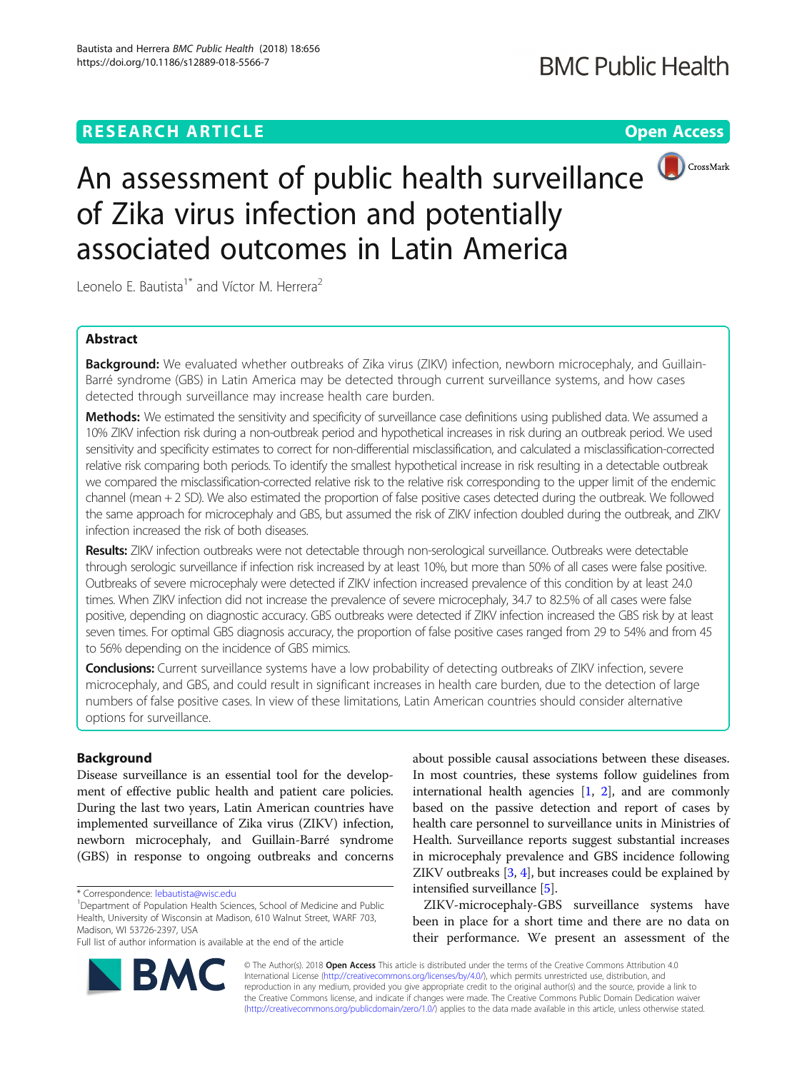# An assessment of public health surveillance of Zika virus infection and potentially associated outcomes in Latin America

Leonelo E. Bautista[1*] and Víctor M. Herrera[2]

## Abstract

**Background:** We evaluated whether outbreaks of Zika virus (ZIKV) infection, newborn microcephaly, and Guillain-Barré syndrome (GBS) in Latin America may be detected through current surveillance systems, and how cases detected through surveillance may increase health care burden.

**Methods:** We estimated the sensitivity and specificity of surveillance case definitions using published data. We assumed a 10% ZIKV infection risk during a non-outbreak period and hypothetical increases in risk during an outbreak period. We used sensitivity and specificity estimates to correct for non-differential misclassification, and calculated a misclassification-corrected relative risk comparing both periods. To identify the smallest hypothetical increase in risk resulting in a detectable outbreak we compared the misclassification-corrected relative risk to the relative risk corresponding to the upper limit of the endemic channel (mean + 2 SD). We also estimated the proportion of false positive cases detected during the outbreak. We followed the same approach for microcephaly and GBS, but assumed the risk of ZIKV infection doubled during the outbreak, and ZIKV infection increased the risk of both diseases.

**Results:** ZIKV infection outbreaks were not detectable through non-serological surveillance. Outbreaks were detectable through serologic surveillance if infection risk increased by at least 10%, but more than 50% of all cases were false positive. Outbreaks of severe microcephaly were detected if ZIKV infection increased prevalence of this condition by at least 24.0 times. When ZIKV infection did not increase the prevalence of severe microcephaly, 34.7 to 82.5% of all cases were false positive, depending on diagnostic accuracy. GBS outbreaks were detected if ZIKV infection increased the GBS risk by at least seven times. For optimal GBS diagnosis accuracy, the proportion of false positive cases ranged from 29 to 54% and from 45 to 56% depending on the incidence of GBS mimics.

**Conclusions:** Current surveillance systems have a low probability of detecting outbreaks of ZIKV infection, severe microcephaly, and GBS, and could result in significant increases in health care burden, due to the detection of large numbers of false positive cases. In view of these limitations, Latin American countries should consider alternative options for surveillance.

## Background

Disease surveillance is an essential tool for the development of effective public health and patient care policies. During the last two years, Latin American countries have implemented surveillance of Zika virus (ZIKV) infection, newborn microcephaly, and Guillain-Barré syndrome (GBS) in response to ongoing outbreaks and concerns about possible causal associations between these diseases. In most countries, these systems follow guidelines from international health agencies [1, 2], and are commonly based on the passive detection and report of cases by health care personnel to surveillance units in Ministries of Health. Surveillance reports suggest substantial increases in microcephaly prevalence and GBS incidence following ZIKV outbreaks [3, 4], but increases could be explained by intensified surveillance [5].

ZIKV-microcephaly-GBS surveillance systems have been in place for a short time and there are no data on their performance. We present an assessment of the

\* Correspondence: lebautista@wisc.edu

[1]Department of Population Health Sciences, School of Medicine and Public Health, University of Wisconsin at Madison, 610 Walnut Street, WARF 703, Madison, WI 53726-2397, USA

Full list of author information is available at the end of the article

© The Author(s). 2018 **Open Access** This article is distributed under the terms of the Creative Commons Attribution 4.0 International License (http://creativecommons.org/licenses/by/4.0/), which permits unrestricted use, distribution, and reproduction in any medium, provided you give appropriate credit to the original author(s) and the source, provide a link to the Creative Commons license, and indicate if changes were made. The Creative Commons Public Domain Dedication waiver (http://creativecommons.org/publicdomain/zero/1.0/) applies to the data made available in this article, unless otherwise stated.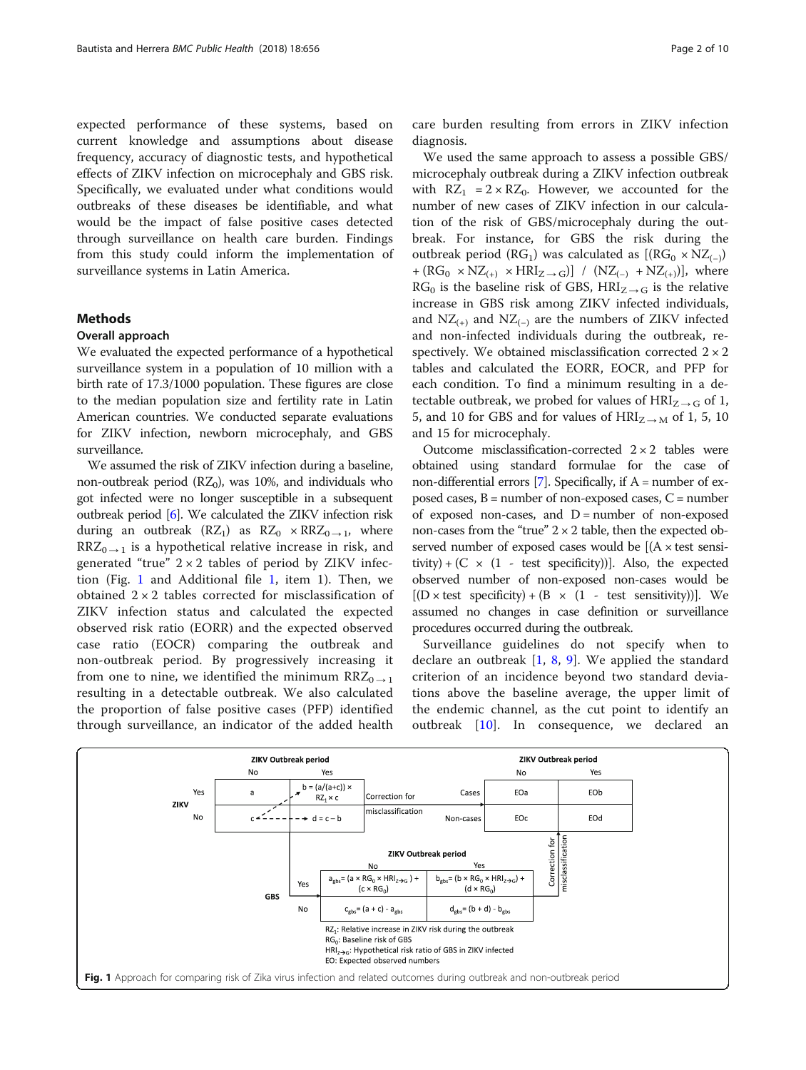expected performance of these systems, based on current knowledge and assumptions about disease frequency, accuracy of diagnostic tests, and hypothetical effects of ZIKV infection on microcephaly and GBS risk. Specifically, we evaluated under what conditions would outbreaks of these diseases be identifiable, and what would be the impact of false positive cases detected through surveillance on health care burden. Findings from this study could inform the implementation of surveillance systems in Latin America.

## Methods

### Overall approach

We evaluated the expected performance of a hypothetical surveillance system in a population of 10 million with a birth rate of 17.3/1000 population. These figures are close to the median population size and fertility rate in Latin American countries. We conducted separate evaluations for ZIKV infection, newborn microcephaly, and GBS surveillance.

We assumed the risk of ZIKV infection during a baseline, non-outbreak period ($RZ_0$), was 10%, and individuals who got infected were no longer susceptible in a subsequent outbreak period [6]. We calculated the ZIKV infection risk during an outbreak ($RZ_1$) as $RZ_0 \times RRZ_{0\rightarrow 1}$, where $RRZ_{0\rightarrow 1}$ is a hypothetical relative increase in risk, and generated "true" $2 \times 2$ tables of period by ZIKV infection (Fig. 1 and Additional file 1, item 1). Then, we obtained $2 \times 2$ tables corrected for misclassification of ZIKV infection status and calculated the expected observed risk ratio (EORR) and the expected observed case ratio (EOCR) comparing the outbreak and non-outbreak period. By progressively increasing it from one to nine, we identified the minimum $RRZ_{0\rightarrow 1}$ resulting in a detectable outbreak. We also calculated the proportion of false positive cases (PFP) identified through surveillance, an indicator of the added health care burden resulting from errors in ZIKV infection diagnosis.

We used the same approach to assess a possible GBS/microcephaly outbreak during a ZIKV infection outbreak with $RZ_1 = 2 \times RZ_0$. However, we accounted for the number of new cases of ZIKV infection in our calculation of the risk of GBS/microcephaly during the outbreak. For instance, for GBS the risk during the outbreak period ($RG_1$) was calculated as $[(RG_0 \times NZ_{(-)}) + (RG_0 \times NZ_{(+)} \times HRI_{Z\rightarrow G})] \ / \ (NZ_{(-)} + NZ_{(+)})]$, where $RG_0$ is the baseline risk of GBS, $HRI_{Z\rightarrow G}$ is the relative increase in GBS risk among ZIKV infected individuals, and $NZ_{(+)}$ and $NZ_{(-)}$ are the numbers of ZIKV infected and non-infected individuals during the outbreak, respectively. We obtained misclassification corrected $2 \times 2$ tables and calculated the EORR, EOCR, and PFP for each condition. To find a minimum resulting in a detectable outbreak, we probed for values of $HRI_{Z\rightarrow G}$ of 1, 5, and 10 for GBS and for values of $HRI_{Z\rightarrow M}$ of 1, 5, 10 and 15 for microcephaly.

Outcome misclassification-corrected $2 \times 2$ tables were obtained using standard formulae for the case of non-differential errors [7]. Specifically, if A = number of exposed cases, B = number of non-exposed cases, C = number of exposed non-cases, and D = number of non-exposed non-cases from the "true" $2 \times 2$ table, then the expected observed number of exposed cases would be [(A × test sensitivity) + (C × (1 - test specificity))]. Also, the expected observed number of non-exposed non-cases would be [(D × test specificity) + (B × (1 - test sensitivity))]. We assumed no changes in case definition or surveillance procedures occurred during the outbreak.

Surveillance guidelines do not specify when to declare an outbreak [1, 8, 9]. We applied the standard criterion of an incidence beyond two standard deviations above the baseline average, the upper limit of the endemic channel, as the cut point to identify an outbreak [10]. In consequence, we declared an

**ZIKV**

| | ZIKV Outbreak period: No | ZIKV Outbreak period: Yes |
|---|---|---|
| Yes | a | $b = (a/(a+c)) \times RZ_1 \times c$ |
| No | c | $d = c - b$ |

Correction for misclassification →

| | ZIKV Outbreak period: No | ZIKV Outbreak period: Yes |
|---|---|---|
| Cases | EOa | EOb |
| Non-cases | EOc | EOd |

**GBS**

| | ZIKV Outbreak period: No | ZIKV Outbreak period: Yes |
|---|---|---|
| Yes | $a_{gbs} = (a \times RG_0 \times HRI_{Z\rightarrow G}) + (c \times RG_0)$ | $b_{gbs} = (b \times RG_0 \times HRI_{Z\rightarrow G}) + (d \times RG_0)$ |
| No | $c_{gbs} = (a + c) - a_{gbs}$ | $d_{gbs} = (b + d) - b_{gbs}$ |

Correction for misclassification ↑

$RZ_1$: Relative increase in ZIKV risk during the outbreak
$RG_0$: Baseline risk of GBS
$HRI_{Z\rightarrow G}$: Hypothetical risk ratio of GBS in ZIKV infected
EO: Expected observed numbers

**Fig. 1** Approach for comparing risk of Zika virus infection and related outcomes during outbreak and non-outbreak period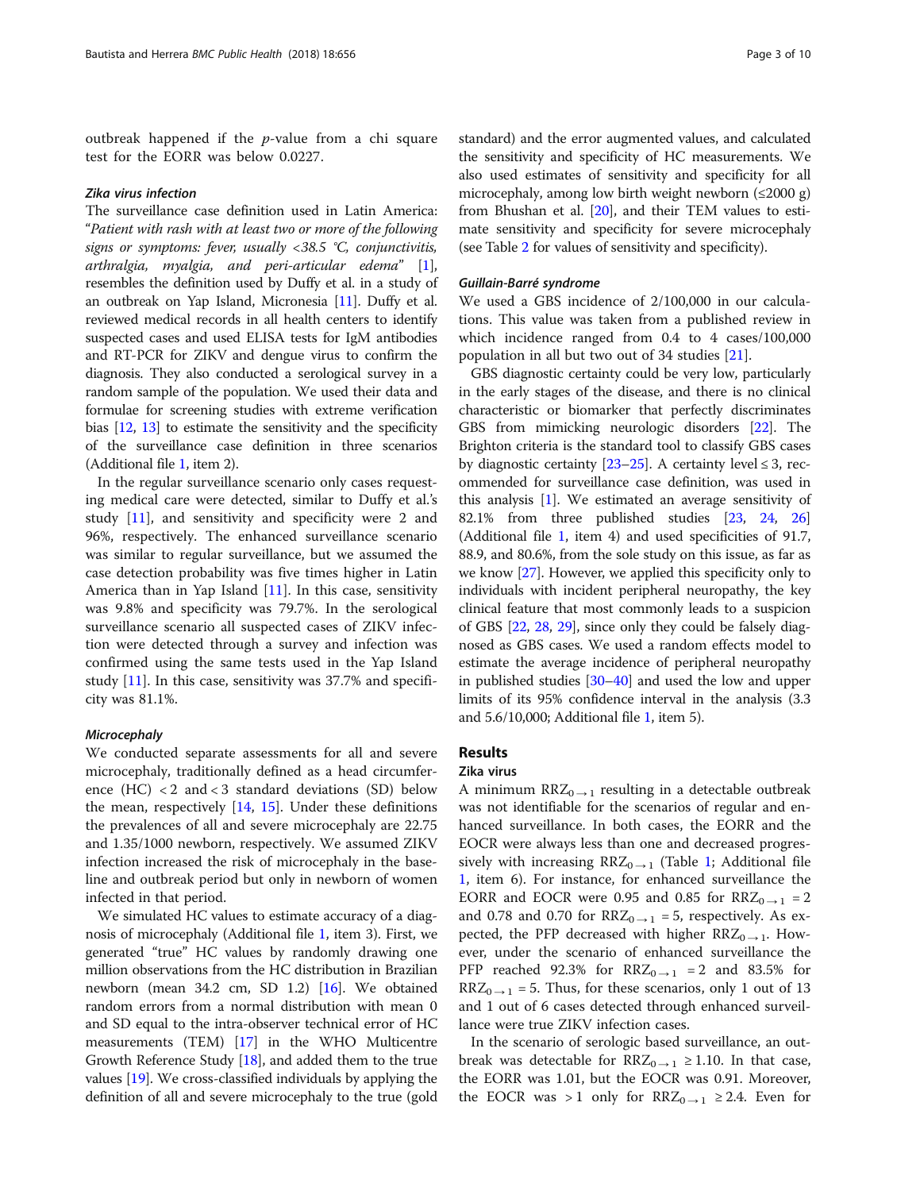outbreak happened if the $p$-value from a chi square test for the EORR was below 0.0227.

### Zika virus infection

The surveillance case definition used in Latin America: "*Patient with rash with at least two or more of the following signs or symptoms: fever, usually <38.5 °C, conjunctivitis, arthralgia, myalgia, and peri-articular edema*" [1], resembles the definition used by Duffy et al. in a study of an outbreak on Yap Island, Micronesia [11]. Duffy et al. reviewed medical records in all health centers to identify suspected cases and used ELISA tests for IgM antibodies and RT-PCR for ZIKV and dengue virus to confirm the diagnosis. They also conducted a serological survey in a random sample of the population. We used their data and formulae for screening studies with extreme verification bias [12, 13] to estimate the sensitivity and the specificity of the surveillance case definition in three scenarios (Additional file 1, item 2).

In the regular surveillance scenario only cases requesting medical care were detected, similar to Duffy et al.'s study [11], and sensitivity and specificity were 2 and 96%, respectively. The enhanced surveillance scenario was similar to regular surveillance, but we assumed the case detection probability was five times higher in Latin America than in Yap Island [11]. In this case, sensitivity was 9.8% and specificity was 79.7%. In the serological surveillance scenario all suspected cases of ZIKV infection were detected through a survey and infection was confirmed using the same tests used in the Yap Island study [11]. In this case, sensitivity was 37.7% and specificity was 81.1%.

### Microcephaly

We conducted separate assessments for all and severe microcephaly, traditionally defined as a head circumference (HC) < 2 and < 3 standard deviations (SD) below the mean, respectively [14, 15]. Under these definitions the prevalences of all and severe microcephaly are 22.75 and 1.35/1000 newborn, respectively. We assumed ZIKV infection increased the risk of microcephaly in the baseline and outbreak period but only in newborn of women infected in that period.

We simulated HC values to estimate accuracy of a diagnosis of microcephaly (Additional file 1, item 3). First, we generated "true" HC values by randomly drawing one million observations from the HC distribution in Brazilian newborn (mean 34.2 cm, SD 1.2) [16]. We obtained random errors from a normal distribution with mean 0 and SD equal to the intra-observer technical error of HC measurements (TEM) [17] in the WHO Multicentre Growth Reference Study [18], and added them to the true values [19]. We cross-classified individuals by applying the definition of all and severe microcephaly to the true (gold standard) and the error augmented values, and calculated the sensitivity and specificity of HC measurements. We also used estimates of sensitivity and specificity for all microcephaly, among low birth weight newborn (≤2000 g) from Bhushan et al. [20], and their TEM values to estimate sensitivity and specificity for severe microcephaly (see Table 2 for values of sensitivity and specificity).

### Guillain-Barré syndrome

We used a GBS incidence of 2/100,000 in our calculations. This value was taken from a published review in which incidence ranged from 0.4 to 4 cases/100,000 population in all but two out of 34 studies [21].

GBS diagnostic certainty could be very low, particularly in the early stages of the disease, and there is no clinical characteristic or biomarker that perfectly discriminates GBS from mimicking neurologic disorders [22]. The Brighton criteria is the standard tool to classify GBS cases by diagnostic certainty [23–25]. A certainty level ≤ 3, recommended for surveillance case definition, was used in this analysis [1]. We estimated an average sensitivity of 82.1% from three published studies [23, 24, 26] (Additional file 1, item 4) and used specificities of 91.7, 88.9, and 80.6%, from the sole study on this issue, as far as we know [27]. However, we applied this specificity only to individuals with incident peripheral neuropathy, the key clinical feature that most commonly leads to a suspicion of GBS [22, 28, 29], since only they could be falsely diagnosed as GBS cases. We used a random effects model to estimate the average incidence of peripheral neuropathy in published studies [30–40] and used the low and upper limits of its 95% confidence interval in the analysis (3.3 and 5.6/10,000; Additional file 1, item 5).

## Results

### Zika virus

A minimum $RRZ_{0\rightarrow1}$ resulting in a detectable outbreak was not identifiable for the scenarios of regular and enhanced surveillance. In both cases, the EORR and the EOCR were always less than one and decreased progressively with increasing $RRZ_{0\rightarrow1}$ (Table 1; Additional file 1, item 6). For instance, for enhanced surveillance the EORR and EOCR were 0.95 and 0.85 for $RRZ_{0\rightarrow1} = 2$ and 0.78 and 0.70 for $RRZ_{0\rightarrow1} = 5$, respectively. As expected, the PFP decreased with higher $RRZ_{0\rightarrow1}$. However, under the scenario of enhanced surveillance the PFP reached 92.3% for $RRZ_{0\rightarrow1} = 2$ and 83.5% for $RRZ_{0\rightarrow1} = 5$. Thus, for these scenarios, only 1 out of 13 and 1 out of 6 cases detected through enhanced surveillance were true ZIKV infection cases.

In the scenario of serologic based surveillance, an outbreak was detectable for $RRZ_{0\rightarrow1} \geq 1.10$. In that case, the EORR was 1.01, but the EOCR was 0.91. Moreover, the EOCR was > 1 only for $RRZ_{0\rightarrow1} \geq 2.4$. Even for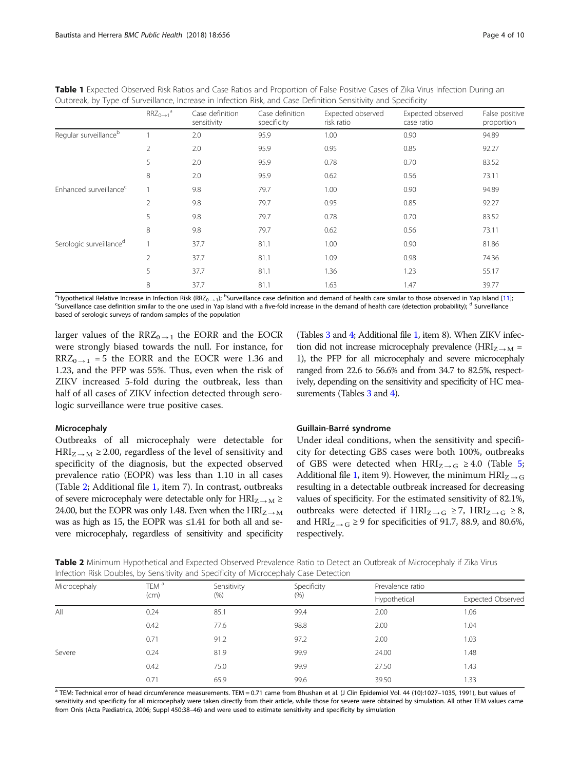**Table 1** Expected Observed Risk Ratios and Case Ratios and Proportion of False Positive Cases of Zika Virus Infection During an Outbreak, by Type of Surveillance, Increase in Infection Risk, and Case Definition Sensitivity and Specificity

| | $RRZ_{0\rightarrow1}$ [a] | Case definition sensitivity | Case definition specificity | Expected observed risk ratio | Expected observed case ratio | False positive proportion |
|---|---|---|---|---|---|---|
| Regular surveillance[b] | 1 | 2.0 | 95.9 | 1.00 | 0.90 | 94.89 |
| | 2 | 2.0 | 95.9 | 0.95 | 0.85 | 92.27 |
| | 5 | 2.0 | 95.9 | 0.78 | 0.70 | 83.52 |
| | 8 | 2.0 | 95.9 | 0.62 | 0.56 | 73.11 |
| Enhanced surveillance[c] | 1 | 9.8 | 79.7 | 1.00 | 0.90 | 94.89 |
| | 2 | 9.8 | 79.7 | 0.95 | 0.85 | 92.27 |
| | 5 | 9.8 | 79.7 | 0.78 | 0.70 | 83.52 |
| | 8 | 9.8 | 79.7 | 0.62 | 0.56 | 73.11 |
| Serologic surveillance[d] | 1 | 37.7 | 81.1 | 1.00 | 0.90 | 81.86 |
| | 2 | 37.7 | 81.1 | 1.09 | 0.98 | 74.36 |
| | 5 | 37.7 | 81.1 | 1.36 | 1.23 | 55.17 |
| | 8 | 37.7 | 81.1 | 1.63 | 1.47 | 39.77 |

[a]Hypothetical Relative Increase in Infection Risk ($RRZ_{0\rightarrow1}$); [b]Surveillance case definition and demand of health care similar to those observed in Yap Island [11]; [c]Surveillance case definition similar to the one used in Yap Island with a five-fold increase in the demand of health care (detection probability); [d] Surveillance based of serologic surveys of random samples of the population

larger values of the $RRZ_{0\rightarrow1}$ the EORR and the EOCR were strongly biased towards the null. For instance, for $RRZ_{0\rightarrow1}$ = 5 the EORR and the EOCR were 1.36 and 1.23, and the PFP was 55%. Thus, even when the risk of ZIKV increased 5-fold during the outbreak, less than half of all cases of ZIKV infection detected through serologic surveillance were true positive cases.

### Microcephaly

Outbreaks of all microcephaly were detectable for $HRI_{Z\rightarrow M} \geq 2.00$, regardless of the level of sensitivity and specificity of the diagnosis, but the expected observed prevalence ratio (EOPR) was less than 1.10 in all cases (Table 2; Additional file 1, item 7). In contrast, outbreaks of severe microcephaly were detectable only for $HRI_{Z\rightarrow M} \geq 24.00$, but the EOPR was only 1.48. Even when the $HRI_{Z\rightarrow M}$ was as high as 15, the EOPR was ≤1.41 for both all and severe microcephaly, regardless of sensitivity and specificity (Tables 3 and 4; Additional file 1, item 8). When ZIKV infection did not increase microcephaly prevalence ($HRI_{Z\rightarrow M}$ = 1), the PFP for all microcephaly and severe microcephaly ranged from 22.6 to 56.6% and from 34.7 to 82.5%, respectively, depending on the sensitivity and specificity of HC measurements (Tables 3 and 4).

### Guillain-Barré syndrome

Under ideal conditions, when the sensitivity and specificity for detecting GBS cases were both 100%, outbreaks of GBS were detected when $HRI_{Z\rightarrow G} \geq 4.0$ (Table 5; Additional file 1, item 9). However, the minimum $HRI_{Z\rightarrow G}$ resulting in a detectable outbreak increased for decreasing values of specificity. For the estimated sensitivity of 82.1%, outbreaks were detected if $HRI_{Z\rightarrow G} \geq 7$, $HRI_{Z\rightarrow G} \geq 8$, and $HRI_{Z\rightarrow G} \geq 9$ for specificities of 91.7, 88.9, and 80.6%, respectively.

**Table 2** Minimum Hypothetical and Expected Observed Prevalence Ratio to Detect an Outbreak of Microcephaly if Zika Virus Infection Risk Doubles, by Sensitivity and Specificity of Microcephaly Case Detection

| Microcephaly | TEM [a] (cm) | Sensitivity (%) | Specificity (%) | Prevalence ratio | |
|---|---|---|---|---|---|
| | | | | Hypothetical | Expected Observed |
| All | 0.24 | 85.1 | 99.4 | 2.00 | 1.06 |
| | 0.42 | 77.6 | 98.8 | 2.00 | 1.04 |
| | 0.71 | 91.2 | 97.2 | 2.00 | 1.03 |
| Severe | 0.24 | 81.9 | 99.9 | 24.00 | 1.48 |
| | 0.42 | 75.0 | 99.9 | 27.50 | 1.43 |
| | 0.71 | 65.9 | 99.6 | 39.50 | 1.33 |

[a] TEM: Technical error of head circumference measurements. TEM = 0.71 came from Bhushan et al. (J Clin Epidemiol Vol. 44 (10):1027–1035, 1991), but values of sensitivity and specificity for all microcephaly were taken directly from their article, while those for severe were obtained by simulation. All other TEM values came from Onis (Acta Pædiatrica, 2006; Suppl 450:38–46) and were used to estimate sensitivity and specificity by simulation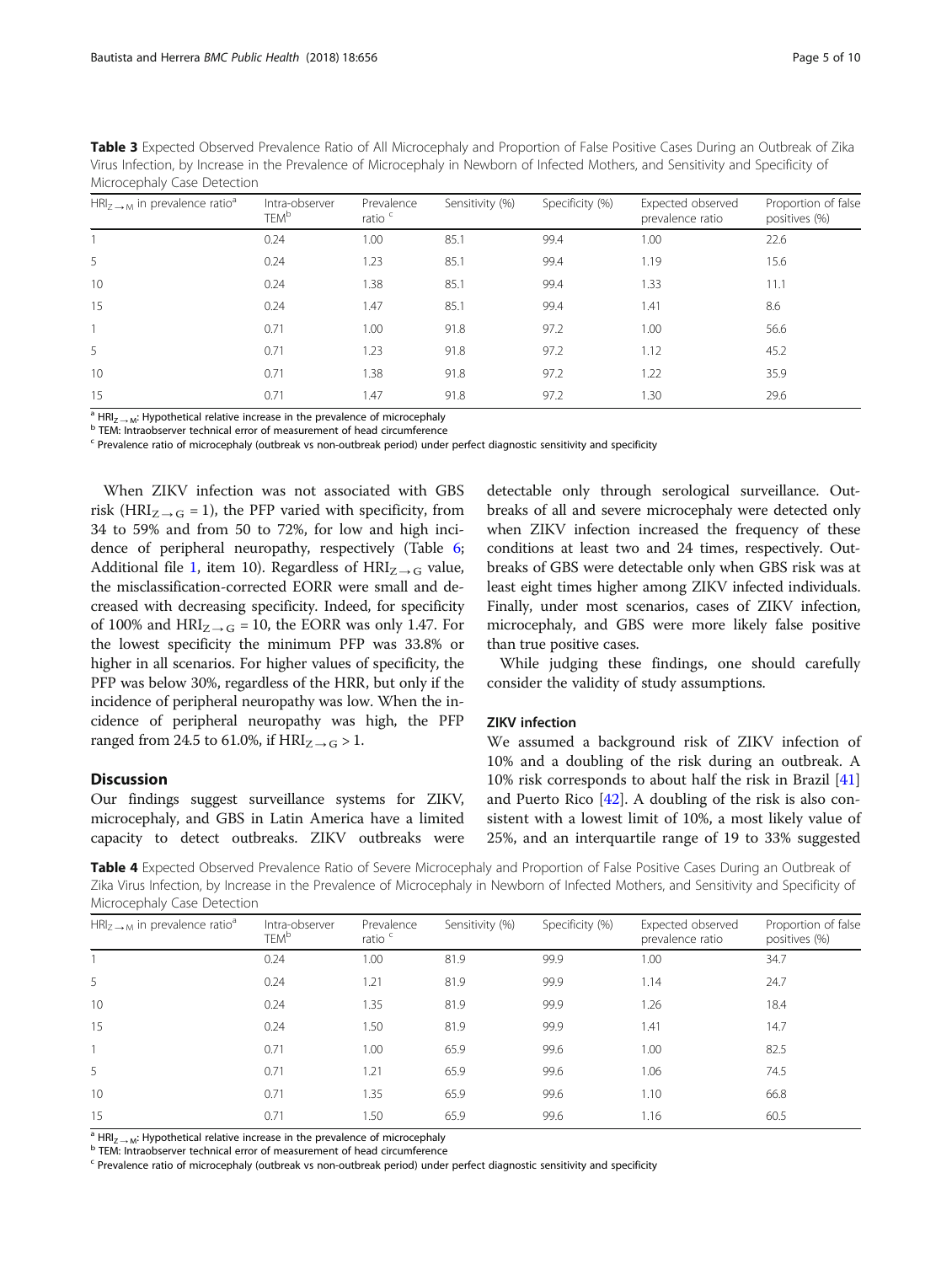**Table 3** Expected Observed Prevalence Ratio of All Microcephaly and Proportion of False Positive Cases During an Outbreak of Zika Virus Infection, by Increase in the Prevalence of Microcephaly in Newborn of Infected Mothers, and Sensitivity and Specificity of Microcephaly Case Detection

| $HRI_{Z\rightarrow M}$ in prevalence ratio[a] | Intra-observer TEM[b] | Prevalence ratio [c] | Sensitivity (%) | Specificity (%) | Expected observed prevalence ratio | Proportion of false positives (%) |
|---|---|---|---|---|---|---|
| 1 | 0.24 | 1.00 | 85.1 | 99.4 | 1.00 | 22.6 |
| 5 | 0.24 | 1.23 | 85.1 | 99.4 | 1.19 | 15.6 |
| 10 | 0.24 | 1.38 | 85.1 | 99.4 | 1.33 | 11.1 |
| 15 | 0.24 | 1.47 | 85.1 | 99.4 | 1.41 | 8.6 |
| 1 | 0.71 | 1.00 | 91.8 | 97.2 | 1.00 | 56.6 |
| 5 | 0.71 | 1.23 | 91.8 | 97.2 | 1.12 | 45.2 |
| 10 | 0.71 | 1.38 | 91.8 | 97.2 | 1.22 | 35.9 |
| 15 | 0.71 | 1.47 | 91.8 | 97.2 | 1.30 | 29.6 |

[a] $HRI_{Z\rightarrow M}$: Hypothetical relative increase in the prevalence of microcephaly
[b] TEM: Intraobserver technical error of measurement of head circumference
[c] Prevalence ratio of microcephaly (outbreak vs non-outbreak period) under perfect diagnostic sensitivity and specificity

When ZIKV infection was not associated with GBS risk ($HRI_{Z\rightarrow G} = 1$), the PFP varied with specificity, from 34 to 59% and from 50 to 72%, for low and high incidence of peripheral neuropathy, respectively (Table 6; Additional file 1, item 10). Regardless of $HRI_{Z\rightarrow G}$ value, the misclassification-corrected EORR were small and decreased with decreasing specificity. Indeed, for specificity of 100% and $HRI_{Z\rightarrow G} = 10$, the EORR was only 1.47. For the lowest specificity the minimum PFP was 33.8% or higher in all scenarios. For higher values of specificity, the PFP was below 30%, regardless of the HRR, but only if the incidence of peripheral neuropathy was low. When the incidence of peripheral neuropathy was high, the PFP ranged from 24.5 to 61.0%, if $HRI_{Z\rightarrow G} > 1$.

## Discussion

Our findings suggest surveillance systems for ZIKV, microcephaly, and GBS in Latin America have a limited capacity to detect outbreaks. ZIKV outbreaks were detectable only through serological surveillance. Outbreaks of all and severe microcephaly were detected only when ZIKV infection increased the frequency of these conditions at least two and 24 times, respectively. Outbreaks of GBS were detectable only when GBS risk was at least eight times higher among ZIKV infected individuals. Finally, under most scenarios, cases of ZIKV infection, microcephaly, and GBS were more likely false positive than true positive cases.

While judging these findings, one should carefully consider the validity of study assumptions.

### ZIKV infection

We assumed a background risk of ZIKV infection of 10% and a doubling of the risk during an outbreak. A 10% risk corresponds to about half the risk in Brazil [41] and Puerto Rico [42]. A doubling of the risk is also consistent with a lowest limit of 10%, a most likely value of 25%, and an interquartile range of 19 to 33% suggested

**Table 4** Expected Observed Prevalence Ratio of Severe Microcephaly and Proportion of False Positive Cases During an Outbreak of Zika Virus Infection, by Increase in the Prevalence of Microcephaly in Newborn of Infected Mothers, and Sensitivity and Specificity of Microcephaly Case Detection

| $HRI_{Z\rightarrow M}$ in prevalence ratio[a] | Intra-observer TEM[b] | Prevalence ratio [c] | Sensitivity (%) | Specificity (%) | Expected observed prevalence ratio | Proportion of false positives (%) |
|---|---|---|---|---|---|---|
| 1 | 0.24 | 1.00 | 81.9 | 99.9 | 1.00 | 34.7 |
| 5 | 0.24 | 1.21 | 81.9 | 99.9 | 1.14 | 24.7 |
| 10 | 0.24 | 1.35 | 81.9 | 99.9 | 1.26 | 18.4 |
| 15 | 0.24 | 1.50 | 81.9 | 99.9 | 1.41 | 14.7 |
| 1 | 0.71 | 1.00 | 65.9 | 99.6 | 1.00 | 82.5 |
| 5 | 0.71 | 1.21 | 65.9 | 99.6 | 1.06 | 74.5 |
| 10 | 0.71 | 1.35 | 65.9 | 99.6 | 1.10 | 66.8 |
| 15 | 0.71 | 1.50 | 65.9 | 99.6 | 1.16 | 60.5 |

[a] $HRI_{Z\rightarrow M}$: Hypothetical relative increase in the prevalence of microcephaly
[b] TEM: Intraobserver technical error of measurement of head circumference
[c] Prevalence ratio of microcephaly (outbreak vs non-outbreak period) under perfect diagnostic sensitivity and specificity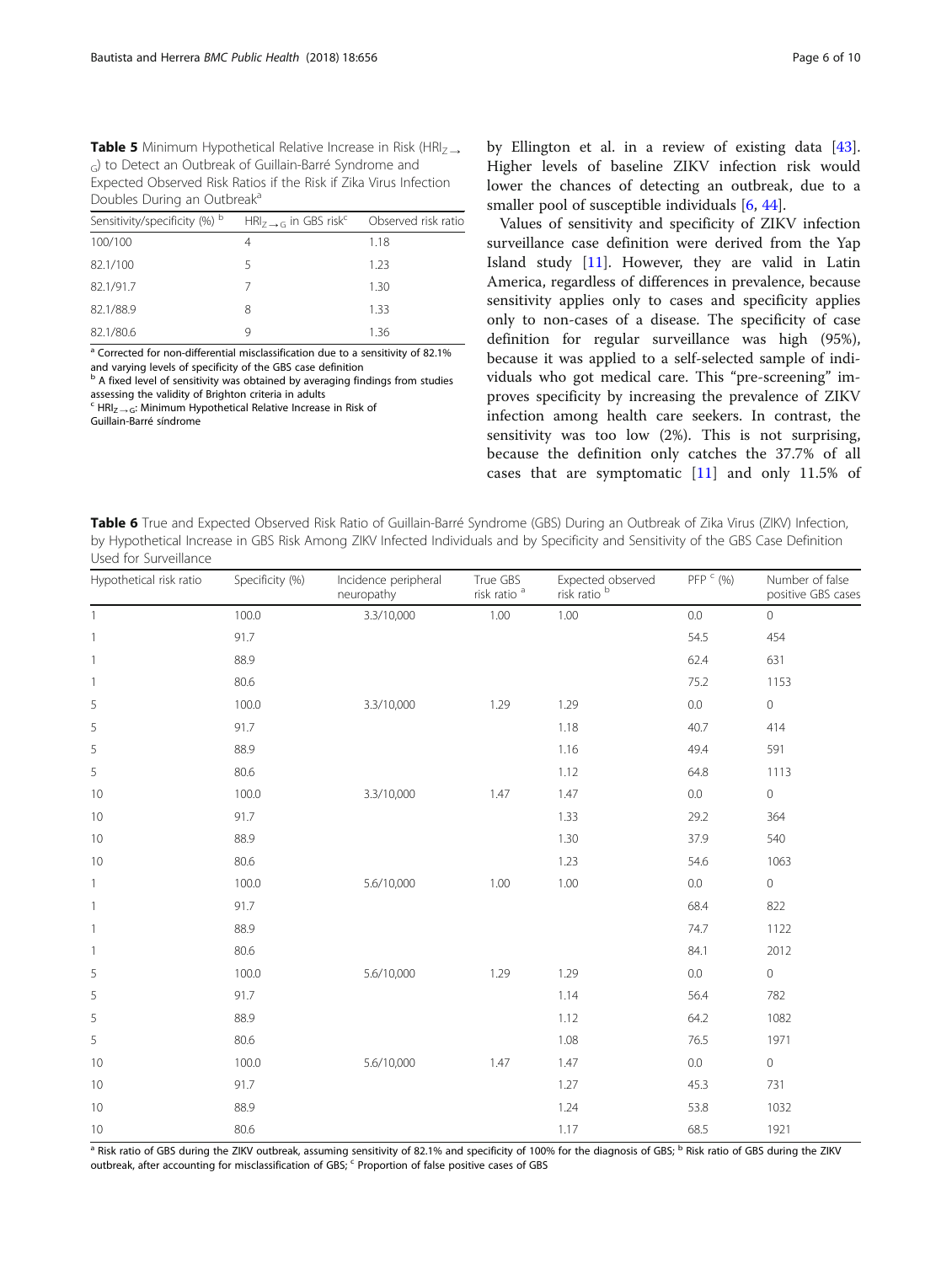**Table 5** Minimum Hypothetical Relative Increase in Risk ($HRI_{Z\rightarrow G}$) to Detect an Outbreak of Guillain-Barré Syndrome and Expected Observed Risk Ratios if the Risk if Zika Virus Infection Doubles During an Outbreak[a]

| Sensitivity/specificity (%) [b] | $HRI_{Z\rightarrow G}$ in GBS risk[c] | Observed risk ratio |
|---|---|---|
| 100/100 | 4 | 1.18 |
| 82.1/100 | 5 | 1.23 |
| 82.1/91.7 | 7 | 1.30 |
| 82.1/88.9 | 8 | 1.33 |
| 82.1/80.6 | 9 | 1.36 |

[a] Corrected for non-differential misclassification due to a sensitivity of 82.1% and varying levels of specificity of the GBS case definition
[b] A fixed level of sensitivity was obtained by averaging findings from studies assessing the validity of Brighton criteria in adults
[c] $HRI_{Z\rightarrow G}$: Minimum Hypothetical Relative Increase in Risk of Guillain-Barré síndrome

by Ellington et al. in a review of existing data [43]. Higher levels of baseline ZIKV infection risk would lower the chances of detecting an outbreak, due to a smaller pool of susceptible individuals [6, 44].

Values of sensitivity and specificity of ZIKV infection surveillance case definition were derived from the Yap Island study [11]. However, they are valid in Latin America, regardless of differences in prevalence, because sensitivity applies only to cases and specificity applies only to non-cases of a disease. The specificity of case definition for regular surveillance was high (95%), because it was applied to a self-selected sample of individuals who got medical care. This "pre-screening" improves specificity by increasing the prevalence of ZIKV infection among health care seekers. In contrast, the sensitivity was too low (2%). This is not surprising, because the definition only catches the 37.7% of all cases that are symptomatic [11] and only 11.5% of

**Table 6** True and Expected Observed Risk Ratio of Guillain-Barré Syndrome (GBS) During an Outbreak of Zika Virus (ZIKV) Infection, by Hypothetical Increase in GBS Risk Among ZIKV Infected Individuals and by Specificity and Sensitivity of the GBS Case Definition Used for Surveillance

| Hypothetical risk ratio | Specificity (%) | Incidence peripheral neuropathy | True GBS risk ratio [a] | Expected observed risk ratio [b] | PFP [c] (%) | Number of false positive GBS cases |
|---|---|---|---|---|---|---|
| 1 | 100.0 | 3.3/10,000 | 1.00 | 1.00 | 0.0 | 0 |
| 1 | 91.7 | | | | 54.5 | 454 |
| 1 | 88.9 | | | | 62.4 | 631 |
| 1 | 80.6 | | | | 75.2 | 1153 |
| 5 | 100.0 | 3.3/10,000 | 1.29 | 1.29 | 0.0 | 0 |
| 5 | 91.7 | | | 1.18 | 40.7 | 414 |
| 5 | 88.9 | | | 1.16 | 49.4 | 591 |
| 5 | 80.6 | | | 1.12 | 64.8 | 1113 |
| 10 | 100.0 | 3.3/10,000 | 1.47 | 1.47 | 0.0 | 0 |
| 10 | 91.7 | | | 1.33 | 29.2 | 364 |
| 10 | 88.9 | | | 1.30 | 37.9 | 540 |
| 10 | 80.6 | | | 1.23 | 54.6 | 1063 |
| 1 | 100.0 | 5.6/10,000 | 1.00 | 1.00 | 0.0 | 0 |
| 1 | 91.7 | | | | 68.4 | 822 |
| 1 | 88.9 | | | | 74.7 | 1122 |
| 1 | 80.6 | | | | 84.1 | 2012 |
| 5 | 100.0 | 5.6/10,000 | 1.29 | 1.29 | 0.0 | 0 |
| 5 | 91.7 | | | 1.14 | 56.4 | 782 |
| 5 | 88.9 | | | 1.12 | 64.2 | 1082 |
| 5 | 80.6 | | | 1.08 | 76.5 | 1971 |
| 10 | 100.0 | 5.6/10,000 | 1.47 | 1.47 | 0.0 | 0 |
| 10 | 91.7 | | | 1.27 | 45.3 | 731 |
| 10 | 88.9 | | | 1.24 | 53.8 | 1032 |
| 10 | 80.6 | | | 1.17 | 68.5 | 1921 |

[a] Risk ratio of GBS during the ZIKV outbreak, assuming sensitivity of 82.1% and specificity of 100% for the diagnosis of GBS; [b] Risk ratio of GBS during the ZIKV outbreak, after accounting for misclassification of GBS; [c] Proportion of false positive cases of GBS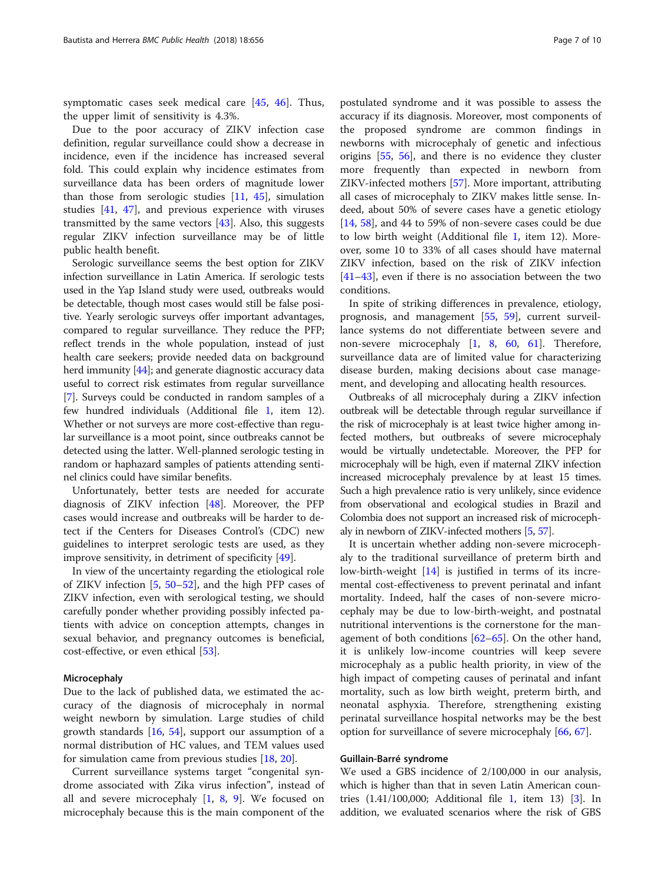symptomatic cases seek medical care [45, 46]. Thus, the upper limit of sensitivity is 4.3%.

Due to the poor accuracy of ZIKV infection case definition, regular surveillance could show a decrease in incidence, even if the incidence has increased several fold. This could explain why incidence estimates from surveillance data has been orders of magnitude lower than those from serologic studies [11, 45], simulation studies [41, 47], and previous experience with viruses transmitted by the same vectors [43]. Also, this suggests regular ZIKV infection surveillance may be of little public health benefit.

Serologic surveillance seems the best option for ZIKV infection surveillance in Latin America. If serologic tests used in the Yap Island study were used, outbreaks would be detectable, though most cases would still be false positive. Yearly serologic surveys offer important advantages, compared to regular surveillance. They reduce the PFP; reflect trends in the whole population, instead of just health care seekers; provide needed data on background herd immunity [44]; and generate diagnostic accuracy data useful to correct risk estimates from regular surveillance [7]. Surveys could be conducted in random samples of a few hundred individuals (Additional file 1, item 12). Whether or not surveys are more cost-effective than regular surveillance is a moot point, since outbreaks cannot be detected using the latter. Well-planned serologic testing in random or haphazard samples of patients attending sentinel clinics could have similar benefits.

Unfortunately, better tests are needed for accurate diagnosis of ZIKV infection [48]. Moreover, the PFP cases would increase and outbreaks will be harder to detect if the Centers for Diseases Control's (CDC) new guidelines to interpret serologic tests are used, as they improve sensitivity, in detriment of specificity [49].

In view of the uncertainty regarding the etiological role of ZIKV infection [5, 50–52], and the high PFP cases of ZIKV infection, even with serological testing, we should carefully ponder whether providing possibly infected patients with advice on conception attempts, changes in sexual behavior, and pregnancy outcomes is beneficial, cost-effective, or even ethical [53].

### Microcephaly

Due to the lack of published data, we estimated the accuracy of the diagnosis of microcephaly in normal weight newborn by simulation. Large studies of child growth standards [16, 54], support our assumption of a normal distribution of HC values, and TEM values used for simulation came from previous studies [18, 20].

Current surveillance systems target "congenital syndrome associated with Zika virus infection", instead of all and severe microcephaly [1, 8, 9]. We focused on microcephaly because this is the main component of the postulated syndrome and it was possible to assess the accuracy if its diagnosis. Moreover, most components of the proposed syndrome are common findings in newborns with microcephaly of genetic and infectious origins [55, 56], and there is no evidence they cluster more frequently than expected in newborn from ZIKV-infected mothers [57]. More important, attributing all cases of microcephaly to ZIKV makes little sense. Indeed, about 50% of severe cases have a genetic etiology [14, 58], and 44 to 59% of non-severe cases could be due to low birth weight (Additional file 1, item 12). Moreover, some 10 to 33% of all cases should have maternal ZIKV infection, based on the risk of ZIKV infection [41–43], even if there is no association between the two conditions.

In spite of striking differences in prevalence, etiology, prognosis, and management [55, 59], current surveillance systems do not differentiate between severe and non-severe microcephaly [1, 8, 60, 61]. Therefore, surveillance data are of limited value for characterizing disease burden, making decisions about case management, and developing and allocating health resources.

Outbreaks of all microcephaly during a ZIKV infection outbreak will be detectable through regular surveillance if the risk of microcephaly is at least twice higher among infected mothers, but outbreaks of severe microcephaly would be virtually undetectable. Moreover, the PFP for microcephaly will be high, even if maternal ZIKV infection increased microcephaly prevalence by at least 15 times. Such a high prevalence ratio is very unlikely, since evidence from observational and ecological studies in Brazil and Colombia does not support an increased risk of microcephaly in newborn of ZIKV-infected mothers [5, 57].

It is uncertain whether adding non-severe microcephaly to the traditional surveillance of preterm birth and low-birth-weight [14] is justified in terms of its incremental cost-effectiveness to prevent perinatal and infant mortality. Indeed, half the cases of non-severe microcephaly may be due to low-birth-weight, and postnatal nutritional interventions is the cornerstone for the management of both conditions [62–65]. On the other hand, it is unlikely low-income countries will keep severe microcephaly as a public health priority, in view of the high impact of competing causes of perinatal and infant mortality, such as low birth weight, preterm birth, and neonatal asphyxia. Therefore, strengthening existing perinatal surveillance hospital networks may be the best option for surveillance of severe microcephaly [66, 67].

### Guillain-Barré syndrome

We used a GBS incidence of 2/100,000 in our analysis, which is higher than that in seven Latin American countries (1.41/100,000; Additional file 1, item 13) [3]. In addition, we evaluated scenarios where the risk of GBS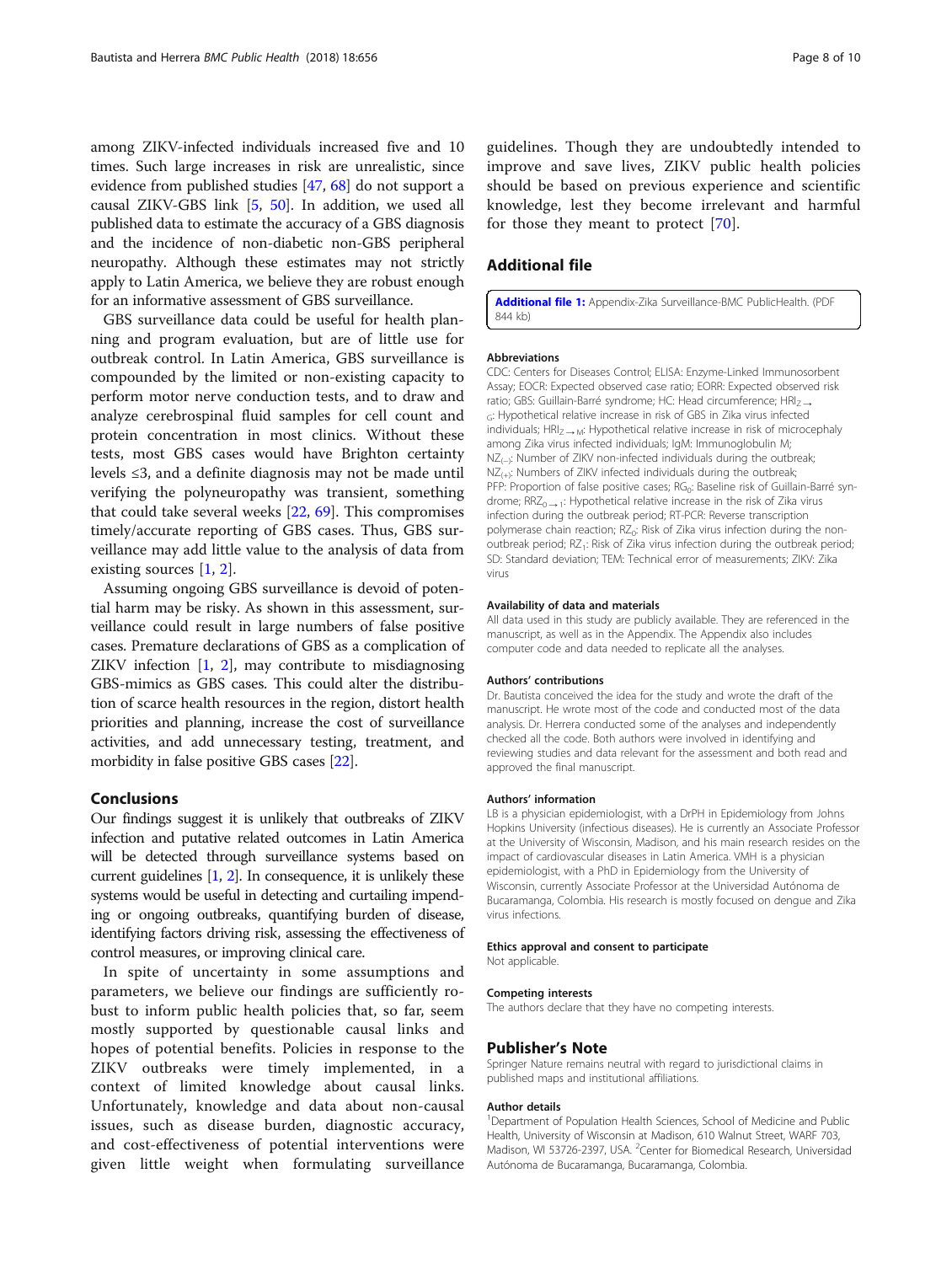among ZIKV-infected individuals increased five and 10 times. Such large increases in risk are unrealistic, since evidence from published studies [47, 68] do not support a causal ZIKV-GBS link [5, 50]. In addition, we used all published data to estimate the accuracy of a GBS diagnosis and the incidence of non-diabetic non-GBS peripheral neuropathy. Although these estimates may not strictly apply to Latin America, we believe they are robust enough for an informative assessment of GBS surveillance.

GBS surveillance data could be useful for health planning and program evaluation, but are of little use for outbreak control. In Latin America, GBS surveillance is compounded by the limited or non-existing capacity to perform motor nerve conduction tests, and to draw and analyze cerebrospinal fluid samples for cell count and protein concentration in most clinics. Without these tests, most GBS cases would have Brighton certainty levels ≤3, and a definite diagnosis may not be made until verifying the polyneuropathy was transient, something that could take several weeks [22, 69]. This compromises timely/accurate reporting of GBS cases. Thus, GBS surveillance may add little value to the analysis of data from existing sources [1, 2].

Assuming ongoing GBS surveillance is devoid of potential harm may be risky. As shown in this assessment, surveillance could result in large numbers of false positive cases. Premature declarations of GBS as a complication of ZIKV infection [1, 2], may contribute to misdiagnosing GBS-mimics as GBS cases. This could alter the distribution of scarce health resources in the region, distort health priorities and planning, increase the cost of surveillance activities, and add unnecessary testing, treatment, and morbidity in false positive GBS cases [22].

## Conclusions

Our findings suggest it is unlikely that outbreaks of ZIKV infection and putative related outcomes in Latin America will be detected through surveillance systems based on current guidelines [1, 2]. In consequence, it is unlikely these systems would be useful in detecting and curtailing impending or ongoing outbreaks, quantifying burden of disease, identifying factors driving risk, assessing the effectiveness of control measures, or improving clinical care.

In spite of uncertainty in some assumptions and parameters, we believe our findings are sufficiently robust to inform public health policies that, so far, seem mostly supported by questionable causal links and hopes of potential benefits. Policies in response to the ZIKV outbreaks were timely implemented, in a context of limited knowledge about causal links. Unfortunately, knowledge and data about non-causal issues, such as disease burden, diagnostic accuracy, and cost-effectiveness of potential interventions were given little weight when formulating surveillance guidelines. Though they are undoubtedly intended to improve and save lives, ZIKV public health policies should be based on previous experience and scientific knowledge, lest they become irrelevant and harmful for those they meant to protect [70].

## Additional file

**Additional file 1:** Appendix-Zika Surveillance-BMC PublicHealth. (PDF 844 kb)

#### Abbreviations

CDC: Centers for Diseases Control; ELISA: Enzyme-Linked Immunosorbent Assay; EOCR: Expected observed case ratio; EORR: Expected observed risk ratio; GBS: Guillain-Barré syndrome; HC: Head circumference; $HRI_{Z\rightarrow G}$: Hypothetical relative increase in risk of GBS in Zika virus infected individuals; $HRI_{Z\rightarrow M}$: Hypothetical relative increase in the risk of microcephaly among Zika virus infected individuals; IgM: Immunoglobulin M; $NZ_{(-)}$: Number of ZIKV non-infected individuals during the outbreak; $NZ_{(+)}$: Numbers of ZIKV infected individuals during the outbreak; PFP: Proportion of false positive cases; $RG_0$: Baseline risk of Guillain-Barré syndrome; $RRZ_{0\rightarrow 1}$: Hypothetical relative increase in the risk of Zika virus infection during the outbreak period; RT-PCR: Reverse transcription polymerase chain reaction; $RZ_0$: Risk of Zika virus infection during the non-outbreak period; $RZ_1$: Risk of Zika virus infection during the outbreak period; SD: Standard deviation; TEM: Technical error of measurements; ZIKV: Zika virus

#### Availability of data and materials

All data used in this study are publicly available. They are referenced in the manuscript, as well as in the Appendix. The Appendix also includes computer code and data needed to replicate all the analyses.

#### Authors' contributions

Dr. Bautista conceived the idea for the study and wrote the draft of the manuscript. He wrote most of the code and conducted most of the data analysis. Dr. Herrera conducted some of the analyses and independently checked all the code. Both authors were involved in identifying and reviewing studies and data relevant for the assessment and both read and approved the final manuscript.

#### Authors' information

LB is a physician epidemiologist, with a DrPH in Epidemiology from Johns Hopkins University (infectious diseases). He is currently an Associate Professor at the University of Wisconsin, Madison, and his main research resides on the impact of cardiovascular diseases in Latin America. VMH is a physician epidemiologist, with a PhD in Epidemiology from the University of Wisconsin, currently Associate Professor at the Universidad Autónoma de Bucaramanga, Colombia. His research is mostly focused on dengue and Zika virus infections.

#### Ethics approval and consent to participate

Not applicable.

#### Competing interests

The authors declare that they have no competing interests.

## Publisher's Note

Springer Nature remains neutral with regard to jurisdictional claims in published maps and institutional affiliations.

#### Author details

[1]Department of Population Health Sciences, School of Medicine and Public Health, University of Wisconsin at Madison, 610 Walnut Street, WARF 703, Madison, WI 53726-2397, USA. [2]Center for Biomedical Research, Universidad Autónoma de Bucaramanga, Bucaramanga, Colombia.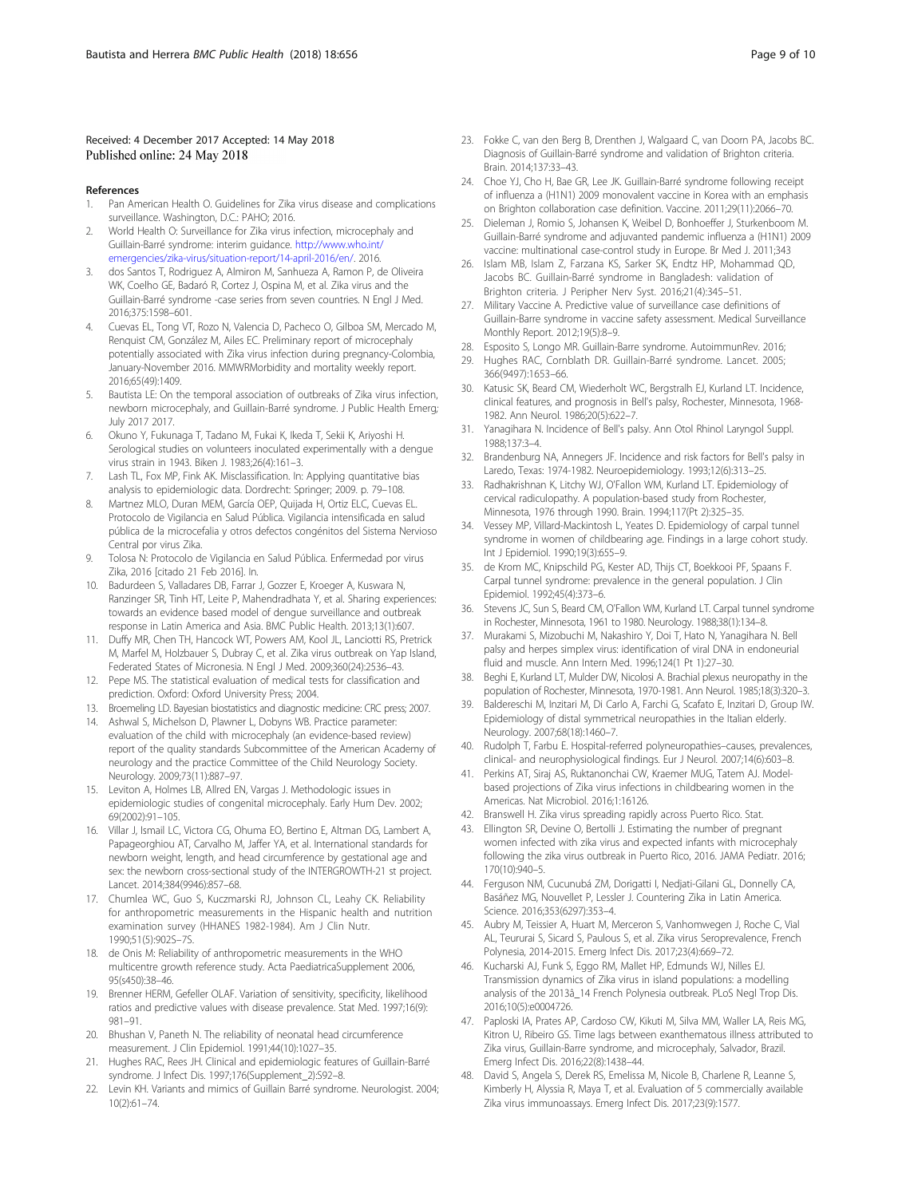Received: 4 December 2017 Accepted: 14 May 2018
Published online: 24 May 2018

## References

1. Pan American Health O. Guidelines for Zika virus disease and complications surveillance. Washington, D.C.: PAHO; 2016.
2. World Health O: Surveillance for Zika virus infection, microcephaly and Guillain-Barré syndrome: interim guidance. http://www.who.int/emergencies/zika-virus/situation-report/14-april-2016/en/. 2016.
3. dos Santos T, Rodriguez A, Almiron M, Sanhueza A, Ramon P, de Oliveira WK, Coelho GE, Badaró R, Cortez J, Ospina M, et al. Zika virus and the Guillain-Barré syndrome -case series from seven countries. N Engl J Med. 2016;375:1598–601.
4. Cuevas EL, Tong VT, Rozo N, Valencia D, Pacheco O, Gilboa SM, Mercado M, Renquist CM, González M, Ailes EC. Preliminary report of microcephaly potentially associated with Zika virus infection during pregnancy-Colombia, January-November 2016. MMWRMorbidity and mortality weekly report. 2016;65(49):1409.
5. Bautista LE: On the temporal association of outbreaks of Zika virus infection, newborn microcephaly, and Guillain-Barré syndrome. J Public Health Emerg; July 2017 2017.
6. Okuno Y, Fukunaga T, Tadano M, Fukai K, Ikeda T, Sekii K, Ariyoshi H. Serological studies on volunteers inoculated experimentally with a dengue virus strain in 1943. Biken J. 1983;26(4):161–3.
7. Lash TL, Fox MP, Fink AK. Misclassification. In: Applying quantitative bias analysis to epidemiologic data. Dordrecht: Springer; 2009. p. 79–108.
8. Martnez MLO, Duran MEM, García OEP, Quijada H, Ortiz ELC, Cuevas EL. Protocolo de Vigilancia en Salud Pública. Vigilancia intensificada en salud pública de la microcefalia y otros defectos congénitos del Sistema Nervioso Central por virus Zika.
9. Tolosa N: Protocolo de Vigilancia en Salud Pública. Enfermedad por virus Zika, 2016 [citado 21 Feb 2016]. In.
10. Badurdeen S, Valladares DB, Farrar J, Gozzer E, Kroeger A, Kuswara N, Ranzinger SR, Tinh HT, Leite P, Mahendradhata Y, et al. Sharing experiences: towards an evidence based model of dengue surveillance and outbreak response in Latin America and Asia. BMC Public Health. 2013;13(1):607.
11. Duffy MR, Chen TH, Hancock WT, Powers AM, Kool JL, Lanciotti RS, Pretrick M, Marfel M, Holzbauer S, Dubray C, et al. Zika virus outbreak on Yap Island, Federated States of Micronesia. N Engl J Med. 2009;360(24):2536–43.
12. Pepe MS. The statistical evaluation of medical tests for classification and prediction. Oxford: Oxford University Press; 2004.
13. Broemeling LD. Bayesian biostatistics and diagnostic medicine: CRC press; 2007.
14. Ashwal S, Michelson D, Plawner L, Dobyns WB. Practice parameter: evaluation of the child with microcephaly (an evidence-based review) report of the quality standards Subcommittee of the American Academy of neurology and the practice Committee of the Child Neurology Society. Neurology. 2009;73(11):887–97.
15. Leviton A, Holmes LB, Allred EN, Vargas J. Methodologic issues in epidemiologic studies of congenital microcephaly. Early Hum Dev. 2002; 69(2002):91–105.
16. Villar J, Ismail LC, Victora CG, Ohuma EO, Bertino E, Altman DG, Lambert A, Papageorghiou AT, Carvalho M, Jaffer YA, et al. International standards for newborn weight, length, and head circumference by gestational age and sex: the newborn cross-sectional study of the INTERGROWTH-21 st project. Lancet. 2014;384(9946):857–68.
17. Chumlea WC, Guo S, Kuczmarski RJ, Johnson CL, Leahy CK. Reliability for anthropometric measurements in the Hispanic health and nutrition examination survey (HHANES 1982-1984). Am J Clin Nutr. 1990;51(5):902S–7S.
18. de Onis M: Reliability of anthropometric measurements in the WHO multicentre growth reference study. Acta PaediatricaSupplement 2006, 95(s450):38–46.
19. Brenner HERM, Gefeller OLAF. Variation of sensitivity, specificity, likelihood ratios and predictive values with disease prevalence. Stat Med. 1997;16(9): 981–91.
20. Bhushan V, Paneth N. The reliability of neonatal head circumference measurement. J Clin Epidemiol. 1991;44(10):1027–35.
21. Hughes RAC, Rees JH. Clinical and epidemiologic features of Guillain-Barré syndrome. J Infect Dis. 1997;176(Supplement_2):S92–8.
22. Levin KH. Variants and mimics of Guillain Barré syndrome. Neurologist. 2004; 10(2):61–74.
23. Fokke C, van den Berg B, Drenthen J, Walgaard C, van Doorn PA, Jacobs BC. Diagnosis of Guillain-Barré syndrome and validation of Brighton criteria. Brain. 2014;137:33–43.
24. Choe YJ, Cho H, Bae GR, Lee JK. Guillain-Barré syndrome following receipt of influenza a (H1N1) 2009 monovalent vaccine in Korea with an emphasis on Brighton collaboration case definition. Vaccine. 2011;29(11):2066–70.
25. Dieleman J, Romio S, Johansen K, Weibel D, Bonhoeffer J, Sturkenboom M. Guillain-Barré syndrome and adjuvanted pandemic influenza a (H1N1) 2009 vaccine: multinational case-control study in Europe. Br Med J. 2011;343
26. Islam MB, Islam Z, Farzana KS, Sarker SK, Endtz HP, Mohammad QD, Jacobs BC. Guillain-Barré syndrome in Bangladesh: validation of Brighton criteria. J Peripher Nerv Syst. 2016;21(4):345–51.
27. Military Vaccine A. Predictive value of surveillance case definitions of Guillain-Barre syndrome in vaccine safety assessment. Medical Surveillance Monthly Report. 2012;19(5):8–9.
28. Esposito S, Longo MR. Guillain-Barre syndrome. AutoimmunRev. 2016;
29. Hughes RAC, Cornblath DR. Guillain-Barré syndrome. Lancet. 2005; 366(9497):1653–66.
30. Katusic SK, Beard CM, Wiederholt WC, Bergstralh EJ, Kurland LT. Incidence, clinical features, and prognosis in Bell's palsy, Rochester, Minnesota, 1968-1982. Ann Neurol. 1986;20(5):622–7.
31. Yanagihara N. Incidence of Bell's palsy. Ann Otol Rhinol Laryngol Suppl. 1988;137:3–4.
32. Brandenburg NA, Annegers JF. Incidence and risk factors for Bell's palsy in Laredo, Texas: 1974-1982. Neuroepidemiology. 1993;12(6):313–25.
33. Radhakrishnan K, Litchy WJ, O'Fallon WM, Kurland LT. Epidemiology of cervical radiculopathy. A population-based study from Rochester, Minnesota, 1976 through 1990. Brain. 1994;117(Pt 2):325–35.
34. Vessey MP, Villard-Mackintosh L, Yeates D. Epidemiology of carpal tunnel syndrome in women of childbearing age. Findings in a large cohort study. Int J Epidemiol. 1990;19(3):655–9.
35. de Krom MC, Knipschild PG, Kester AD, Thijs CT, Boekkooi PF, Spaans F. Carpal tunnel syndrome: prevalence in the general population. J Clin Epidemiol. 1992;45(4):373–6.
36. Stevens JC, Sun S, Beard CM, O'Fallon WM, Kurland LT. Carpal tunnel syndrome in Rochester, Minnesota, 1961 to 1980. Neurology. 1988;38(1):134–8.
37. Murakami S, Mizobuchi M, Nakashiro Y, Doi T, Hato N, Yanagihara N. Bell palsy and herpes simplex virus: identification of viral DNA in endoneurial fluid and muscle. Ann Intern Med. 1996;124(1 Pt 1):27–30.
38. Beghi E, Kurland LT, Mulder DW, Nicolosi A. Brachial plexus neuropathy in the population of Rochester, Minnesota, 1970-1981. Ann Neurol. 1985;18(3):320–3.
39. Baldereschi M, Inzitari M, Di Carlo A, Farchi G, Scafato E, Inzitari D, Group IW. Epidemiology of distal symmetrical neuropathies in the Italian elderly. Neurology. 2007;68(18):1460–7.
40. Rudolph T, Farbu E. Hospital-referred polyneuropathies–causes, prevalences, clinical- and neurophysiological findings. Eur J Neurol. 2007;14(6):603–8.
41. Perkins AT, Siraj AS, Ruktanonchai CW, Kraemer MUG, Tatem AJ. Model-based projections of Zika virus infections in childbearing women in the Americas. Nat Microbiol. 2016;1:16126.
42. Branswell H. Zika virus spreading rapidly across Puerto Rico. Stat.
43. Ellington SR, Devine O, Bertolli J. Estimating the number of pregnant women infected with zika virus and expected infants with microcephaly following the zika virus outbreak in Puerto Rico, 2016. JAMA Pediatr. 2016; 170(10):940–5.
44. Ferguson NM, Cucunubá ZM, Dorigatti I, Nedjati-Gilani GL, Donnelly CA, Basáñez MG, Nouvellet P, Lessler J. Countering Zika in Latin America. Science. 2016;353(6297):353–4.
45. Aubry M, Teissier A, Huart M, Merceron S, Vanhomwegen J, Roche C, Vial AL, Teururai S, Sicard S, Paulous S, et al. Zika virus Seroprevalence, French Polynesia, 2014-2015. Emerg Infect Dis. 2017;23(4):669–72.
46. Kucharski AJ, Funk S, Eggo RM, Mallet HP, Edmunds WJ, Nilles EJ. Transmission dynamics of Zika virus in island populations: a modelling analysis of the 2013â_14 French Polynesia outbreak. PLoS Negl Trop Dis. 2016;10(5):e0004726.
47. Paploski IA, Prates AP, Cardoso CW, Kikuti M, Silva MM, Waller LA, Reis MG, Kitron U, Ribeiro GS. Time lags between exanthematous illness attributed to Zika virus, Guillain-Barre syndrome, and microcephaly, Salvador, Brazil. Emerg Infect Dis. 2016;22(8):1438–44.
48. David S, Angela S, Derek RS, Emelissa M, Nicole B, Charlene R, Leanne S, Kimberly H, Alyssia R, Maya T, et al. Evaluation of 5 commercially available Zika virus immunoassays. Emerg Infect Dis. 2017;23(9):1577.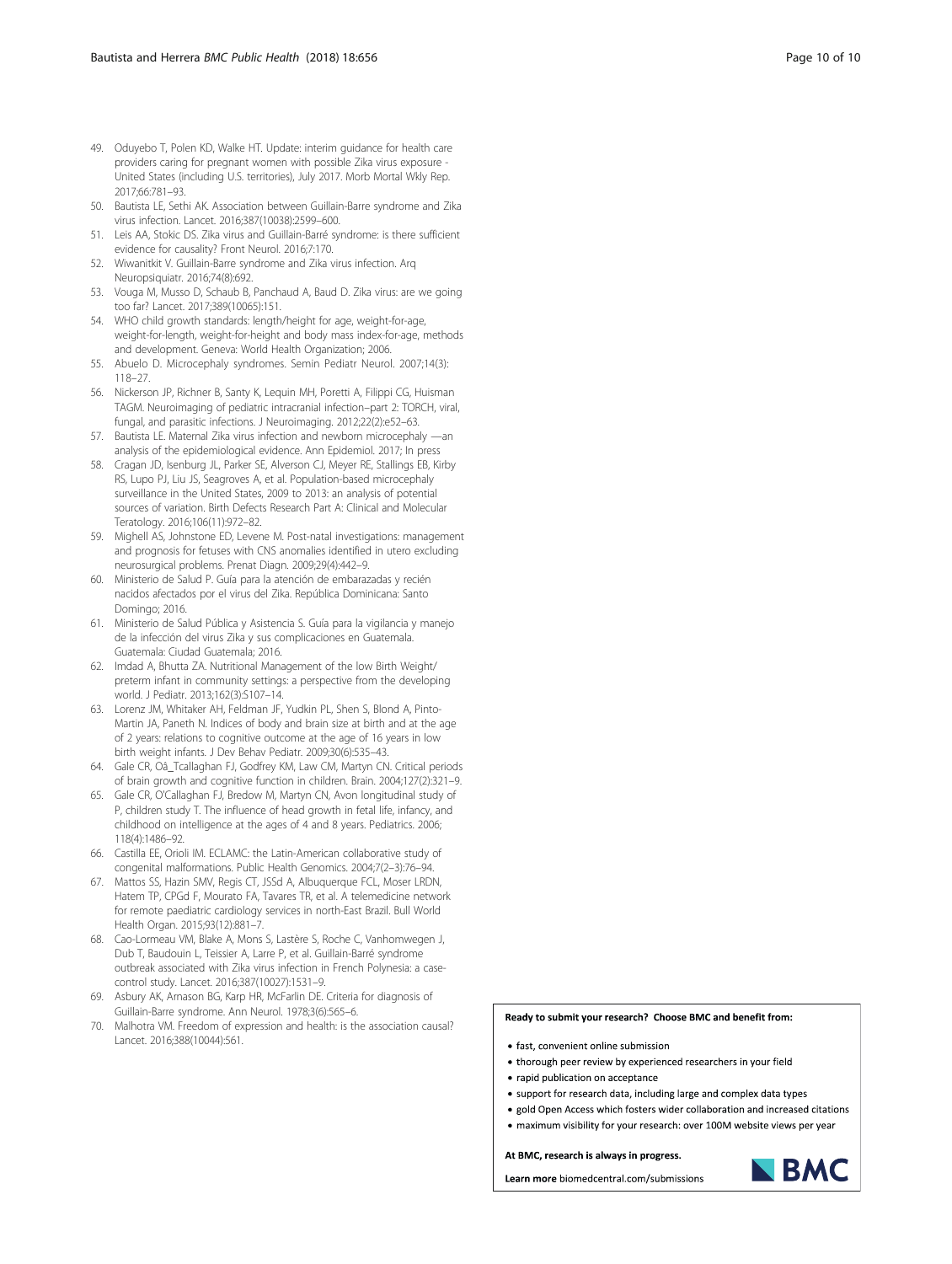49. Oduyebo T, Polen KD, Walke HT. Update: interim guidance for health care providers caring for pregnant women with possible Zika virus exposure - United States (including U.S. territories), July 2017. Morb Mortal Wkly Rep. 2017;66:781–93.
50. Bautista LE, Sethi AK. Association between Guillain-Barre syndrome and Zika virus infection. Lancet. 2016;387(10038):2599–600.
51. Leis AA, Stokic DS. Zika virus and Guillain-Barré syndrome: is there sufficient evidence for causality? Front Neurol. 2016;7:170.
52. Wiwanitkit V. Guillain-Barre syndrome and Zika virus infection. Arq Neuropsiquiatr. 2016;74(8):692.
53. Vouga M, Musso D, Schaub B, Panchaud A, Baud D. Zika virus: are we going too far? Lancet. 2017;389(10065):151.
54. WHO child growth standards: length/height for age, weight-for-age, weight-for-length, weight-for-height and body mass index-for-age, methods and development. Geneva: World Health Organization; 2006.
55. Abuelo D. Microcephaly syndromes. Semin Pediatr Neurol. 2007;14(3): 118–27.
56. Nickerson JP, Richner B, Santy K, Lequin MH, Poretti A, Filippi CG, Huisman TAGM. Neuroimaging of pediatric intracranial infection–part 2: TORCH, viral, fungal, and parasitic infections. J Neuroimaging. 2012;22(2):e52–63.
57. Bautista LE. Maternal Zika virus infection and newborn microcephaly —an analysis of the epidemiological evidence. Ann Epidemiol. 2017; In press
58. Cragan JD, Isenburg JL, Parker SE, Alverson CJ, Meyer RE, Stallings EB, Kirby RS, Lupo PJ, Liu JS, Seagroves A, et al. Population-based microcephaly surveillance in the United States, 2009 to 2013: an analysis of potential sources of variation. Birth Defects Research Part A: Clinical and Molecular Teratology. 2016;106(11):972–82.
59. Mighell AS, Johnstone ED, Levene M. Post-natal investigations: management and prognosis for fetuses with CNS anomalies identified in utero excluding neurosurgical problems. Prenat Diagn. 2009;29(4):442–9.
60. Ministerio de Salud P. Guía para la atención de embarazadas y recién nacidos afectados por el virus del Zika. República Dominicana: Santo Domingo; 2016.
61. Ministerio de Salud Pública y Asistencia S. Guía para la vigilancia y manejo de la infección del virus Zika y sus complicaciones en Guatemala. Guatemala: Ciudad Guatemala; 2016.
62. Imdad A, Bhutta ZA. Nutritional Management of the low Birth Weight/ preterm infant in community settings: a perspective from the developing world. J Pediatr. 2013;162(3):S107–14.
63. Lorenz JM, Whitaker AH, Feldman JF, Yudkin PL, Shen S, Blond A, Pinto-Martin JA, Paneth N. Indices of body and brain size at birth and at the age of 2 years: relations to cognitive outcome at the age of 16 years in low birth weight infants. J Dev Behav Pediatr. 2009;30(6):535–43.
64. Gale CR, Oâ_Tcallaghan FJ, Godfrey KM, Law CM, Martyn CN. Critical periods of brain growth and cognitive function in children. Brain. 2004;127(2):321–9.
65. Gale CR, O'Callaghan FJ, Bredow M, Martyn CN, Avon longitudinal study of P, children study T. The influence of head growth in fetal life, infancy, and childhood on intelligence at the ages of 4 and 8 years. Pediatrics. 2006; 118(4):1486–92.
66. Castilla EE, Orioli IM. ECLAMC: the Latin-American collaborative study of congenital malformations. Public Health Genomics. 2004;7(2–3):76–94.
67. Mattos SS, Hazin SMV, Regis CT, JSSd A, Albuquerque FCL, Moser LRDN, Hatem TP, CPGd F, Mourato FA, Tavares TR, et al. A telemedicine network for remote paediatric cardiology services in north-East Brazil. Bull World Health Organ. 2015;93(12):881–7.
68. Cao-Lormeau VM, Blake A, Mons S, Lastère S, Roche C, Vanhomwegen J, Dub T, Baudouin L, Teissier A, Larre P, et al. Guillain-Barré syndrome outbreak associated with Zika virus infection in French Polynesia: a case-control study. Lancet. 2016;387(10027):1531–9.
69. Asbury AK, Arnason BG, Karp HR, McFarlin DE. Criteria for diagnosis of Guillain-Barre syndrome. Ann Neurol. 1978;3(6):565–6.
70. Malhotra VM. Freedom of expression and health: is the association causal? Lancet. 2016;388(10044):561.

**Ready to submit your research? Choose BMC and benefit from:**

- fast, convenient online submission
- thorough peer review by experienced researchers in your field
- rapid publication on acceptance
- support for research data, including large and complex data types
- gold Open Access which fosters wider collaboration and increased citations
- maximum visibility for your research: over 100M website views per year

**At BMC, research is always in progress.**

**Learn more** biomedcentral.com/submissions

BMC